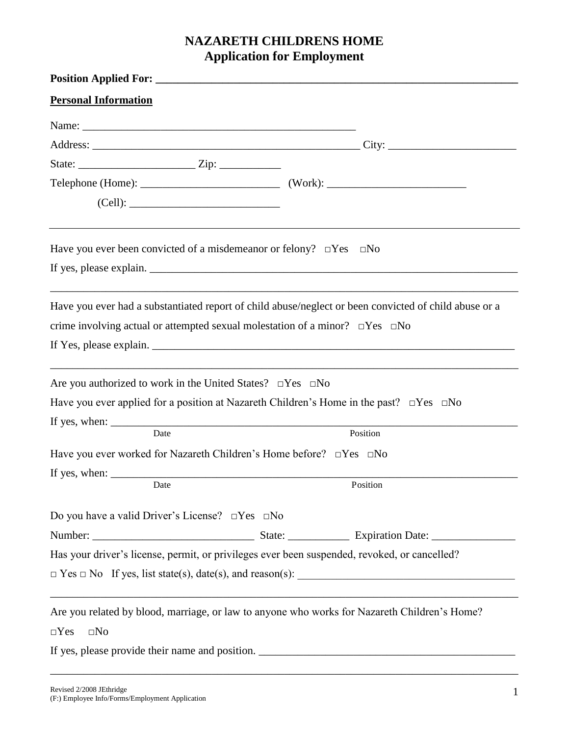# NAZARETH CHILDRENS HOME
## Application for Employment

**Position Applied For: \_\_\_\_\_\_\_\_\_\_\_\_\_\_\_\_\_\_\_\_\_\_\_\_\_\_\_\_\_\_\_\_\_\_\_\_\_\_\_\_\_\_\_\_\_\_\_\_\_\_\_\_\_\_\_\_\_\_\_\_\_\_**

**Personal Information**

Name: \_\_\_\_\_\_\_\_\_\_\_\_\_\_\_\_\_\_\_\_\_\_\_\_\_\_\_\_\_\_\_\_\_\_\_\_\_\_\_\_\_\_\_\_\_\_\_\_

Address: \_\_\_\_\_\_\_\_\_\_\_\_\_\_\_\_\_\_\_\_\_\_\_\_\_\_\_\_\_\_\_\_\_\_\_\_\_\_\_\_\_\_\_\_\_\_\_\_ City: \_\_\_\_\_\_\_\_\_\_\_\_\_\_\_\_\_\_\_\_\_\_\_\_

State: \_\_\_\_\_\_\_\_\_\_\_\_\_\_\_\_\_\_\_\_\_ Zip: \_\_\_\_\_\_\_\_\_\_\_

Telephone (Home): \_\_\_\_\_\_\_\_\_\_\_\_\_\_\_\_\_\_\_\_\_\_\_\_\_ (Work): \_\_\_\_\_\_\_\_\_\_\_\_\_\_\_\_\_\_\_\_\_\_\_\_\_

(Cell): \_\_\_\_\_\_\_\_\_\_\_\_\_\_\_\_\_\_\_\_\_\_\_\_\_\_\_

---

Have you ever been convicted of a misdemeanor or felony? □Yes □No

If yes, please explain. \_\_\_\_\_\_\_\_\_\_\_\_\_\_\_\_\_\_\_\_\_\_\_\_\_\_\_\_\_\_\_\_\_\_\_\_\_\_\_\_\_\_\_\_\_\_\_\_\_\_\_\_\_\_\_\_\_\_\_\_\_\_\_\_

\_\_\_\_\_\_\_\_\_\_\_\_\_\_\_\_\_\_\_\_\_\_\_\_\_\_\_\_\_\_\_\_\_\_\_\_\_\_\_\_\_\_\_\_\_\_\_\_\_\_\_\_\_\_\_\_\_\_\_\_\_\_\_\_\_\_\_\_\_\_\_\_\_\_\_\_\_\_\_\_\_\_

Have you ever had a substantiated report of child abuse/neglect or been convicted of child abuse or a crime involving actual or attempted sexual molestation of a minor? □Yes □No

If Yes, please explain. \_\_\_\_\_\_\_\_\_\_\_\_\_\_\_\_\_\_\_\_\_\_\_\_\_\_\_\_\_\_\_\_\_\_\_\_\_\_\_\_\_\_\_\_\_\_\_\_\_\_\_\_\_\_\_\_\_\_\_\_\_\_\_\_

\_\_\_\_\_\_\_\_\_\_\_\_\_\_\_\_\_\_\_\_\_\_\_\_\_\_\_\_\_\_\_\_\_\_\_\_\_\_\_\_\_\_\_\_\_\_\_\_\_\_\_\_\_\_\_\_\_\_\_\_\_\_\_\_\_\_\_\_\_\_\_\_\_\_\_\_\_\_\_\_\_\_

Are you authorized to work in the United States? □Yes □No

Have you ever applied for a position at Nazareth Children's Home in the past? □Yes □No

If yes, when: \_\_\_\_\_\_\_\_\_\_\_\_\_\_\_\_\_\_\_\_\_\_\_\_\_\_\_\_\_\_\_\_\_\_\_\_\_\_\_\_\_\_\_\_\_\_\_\_\_\_\_\_\_\_\_\_\_\_\_\_\_\_\_\_\_\_\_\_\_\_\_
Date Position

Have you ever worked for Nazareth Children's Home before? □Yes □No

If yes, when: \_\_\_\_\_\_\_\_\_\_\_\_\_\_\_\_\_\_\_\_\_\_\_\_\_\_\_\_\_\_\_\_\_\_\_\_\_\_\_\_\_\_\_\_\_\_\_\_\_\_\_\_\_\_\_\_\_\_\_\_\_\_\_\_\_\_\_\_\_\_\_
Date Position

Do you have a valid Driver's License? □Yes □No

Number: \_\_\_\_\_\_\_\_\_\_\_\_\_\_\_\_\_\_\_\_\_\_\_\_\_\_\_\_\_ State: \_\_\_\_\_\_\_\_\_\_\_ Expiration Date: \_\_\_\_\_\_\_\_\_\_\_\_\_\_\_

Has your driver's license, permit, or privileges ever been suspended, revoked, or cancelled?

□ Yes □ No If yes, list state(s), date(s), and reason(s): \_\_\_\_\_\_\_\_\_\_\_\_\_\_\_\_\_\_\_\_\_\_\_\_\_\_\_\_\_\_\_\_\_\_\_\_\_\_\_\_

\_\_\_\_\_\_\_\_\_\_\_\_\_\_\_\_\_\_\_\_\_\_\_\_\_\_\_\_\_\_\_\_\_\_\_\_\_\_\_\_\_\_\_\_\_\_\_\_\_\_\_\_\_\_\_\_\_\_\_\_\_\_\_\_\_\_\_\_\_\_\_\_\_\_\_\_\_\_\_\_\_\_

Are you related by blood, marriage, or law to anyone who works for Nazareth Children's Home?

□Yes □No

If yes, please provide their name and position. \_\_\_\_\_\_\_\_\_\_\_\_\_\_\_\_\_\_\_\_\_\_\_\_\_\_\_\_\_\_\_\_\_\_\_\_\_\_\_\_\_\_\_\_\_\_\_\_

\_\_\_\_\_\_\_\_\_\_\_\_\_\_\_\_\_\_\_\_\_\_\_\_\_\_\_\_\_\_\_\_\_\_\_\_\_\_\_\_\_\_\_\_\_\_\_\_\_\_\_\_\_\_\_\_\_\_\_\_\_\_\_\_\_\_\_\_\_\_\_\_\_\_\_\_\_\_\_\_\_\_

Revised 2/2008 JEthridge
(F:) Employee Info/Forms/Employment Application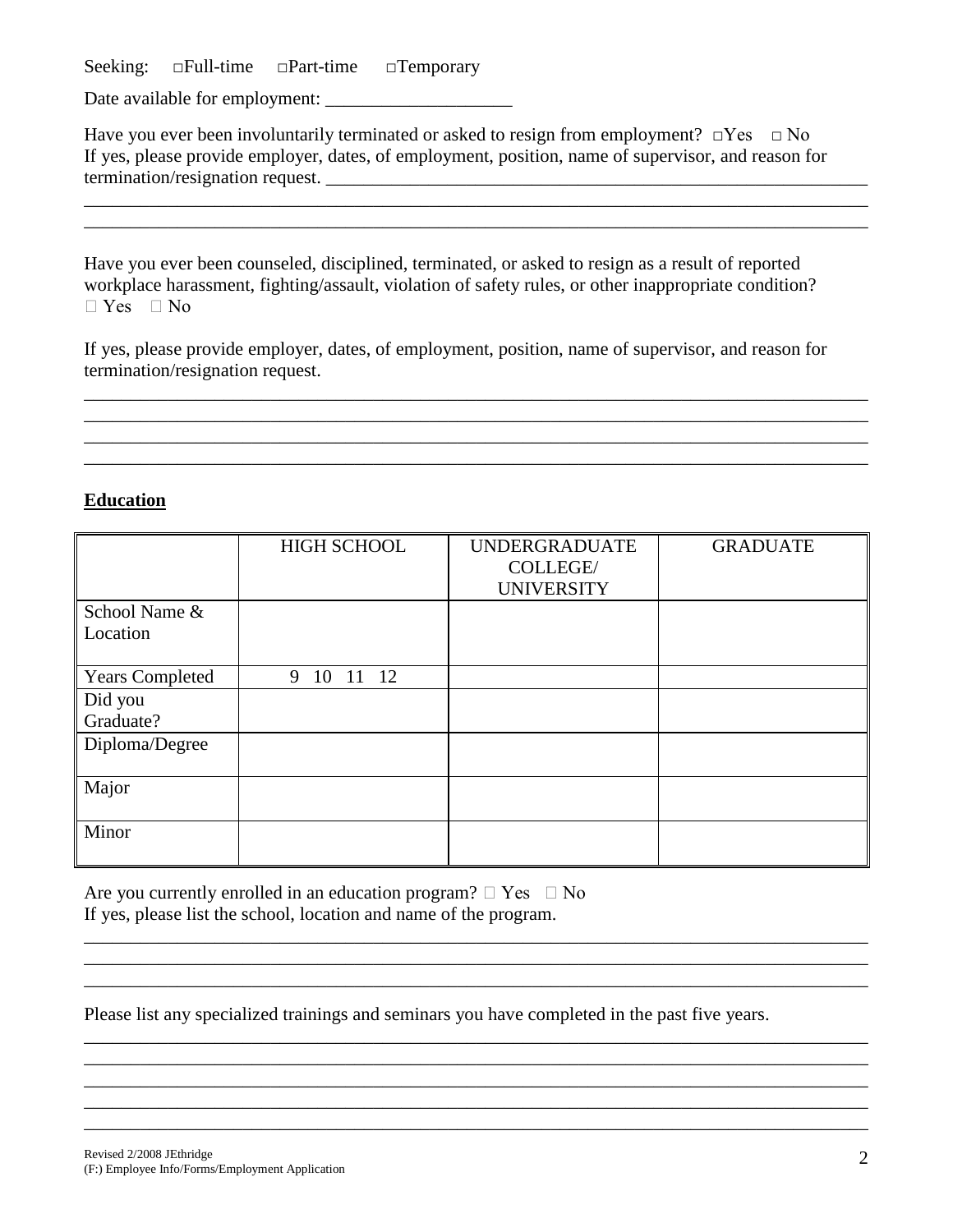Seeking: □Full-time □Part-time □Temporary

Date available for employment: ____________________

Have you ever been involuntarily terminated or asked to resign from employment? □Yes □ No
If yes, please provide employer, dates, of employment, position, name of supervisor, and reason for termination/resignation request. ____________________________________________________________
____________________________________________________________________________________
____________________________________________________________________________________

Have you ever been counseled, disciplined, terminated, or asked to resign as a result of reported workplace harassment, fighting/assault, violation of safety rules, or other inappropriate condition?
□ Yes □ No

If yes, please provide employer, dates, of employment, position, name of supervisor, and reason for termination/resignation request.
____________________________________________________________________________________
____________________________________________________________________________________
____________________________________________________________________________________
____________________________________________________________________________________

## Education

| | HIGH SCHOOL | UNDERGRADUATE COLLEGE/ UNIVERSITY | GRADUATE |
|---|---|---|---|
| School Name & Location | | | |
| Years Completed | 9 10 11 12 | | |
| Did you Graduate? | | | |
| Diploma/Degree | | | |
| Major | | | |
| Minor | | | |

Are you currently enrolled in an education program? □ Yes □ No
If yes, please list the school, location and name of the program.
____________________________________________________________________________________
____________________________________________________________________________________
____________________________________________________________________________________

Please list any specialized trainings and seminars you have completed in the past five years.
____________________________________________________________________________________
____________________________________________________________________________________
____________________________________________________________________________________
____________________________________________________________________________________
____________________________________________________________________________________

Revised 2/2008 JEthridge
(F:) Employee Info/Forms/Employment Application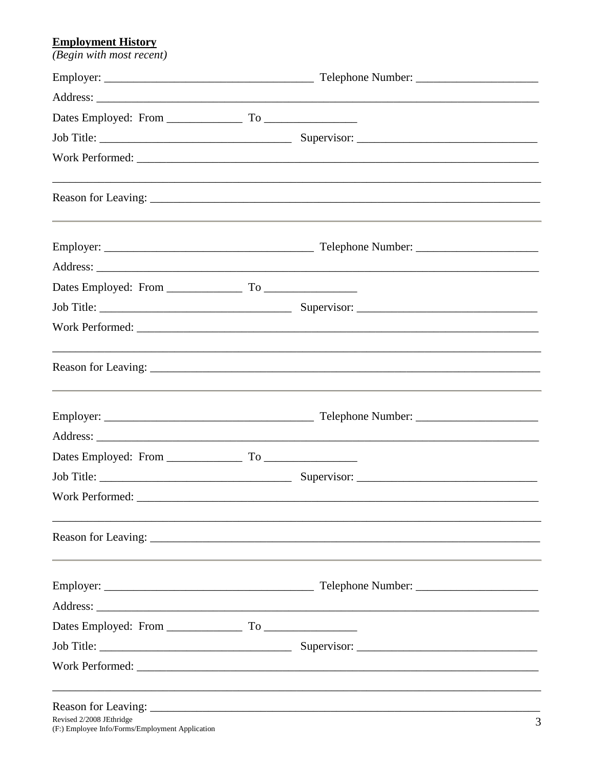**Employment History**
*(Begin with most recent)*

Employer: ___________________________________ Telephone Number: _____________________

Address: ___________________________________________________________________________

Dates Employed: From _____________ To ________________

Job Title: _________________________________ Supervisor: _______________________________

Work Performed: ____________________________________________________________________

_____________________________________________________________________________________

Reason for Leaving: _________________________________________________________________

---

Employer: ___________________________________ Telephone Number: _____________________

Address: ___________________________________________________________________________

Dates Employed: From _____________ To ________________

Job Title: _________________________________ Supervisor: _______________________________

Work Performed: ____________________________________________________________________

_____________________________________________________________________________________

Reason for Leaving: _________________________________________________________________

---

Employer: ___________________________________ Telephone Number: _____________________

Address: ___________________________________________________________________________

Dates Employed: From _____________ To ________________

Job Title: _________________________________ Supervisor: _______________________________

Work Performed: ____________________________________________________________________

_____________________________________________________________________________________

Reason for Leaving: _________________________________________________________________

---

Employer: ___________________________________ Telephone Number: _____________________

Address: ___________________________________________________________________________

Dates Employed: From _____________ To ________________

Job Title: _________________________________ Supervisor: _______________________________

Work Performed: ____________________________________________________________________

_____________________________________________________________________________________

Reason for Leaving: _________________________________________________________________

Revised 2/2008 JEthridge
(F:) Employee Info/Forms/Employment Application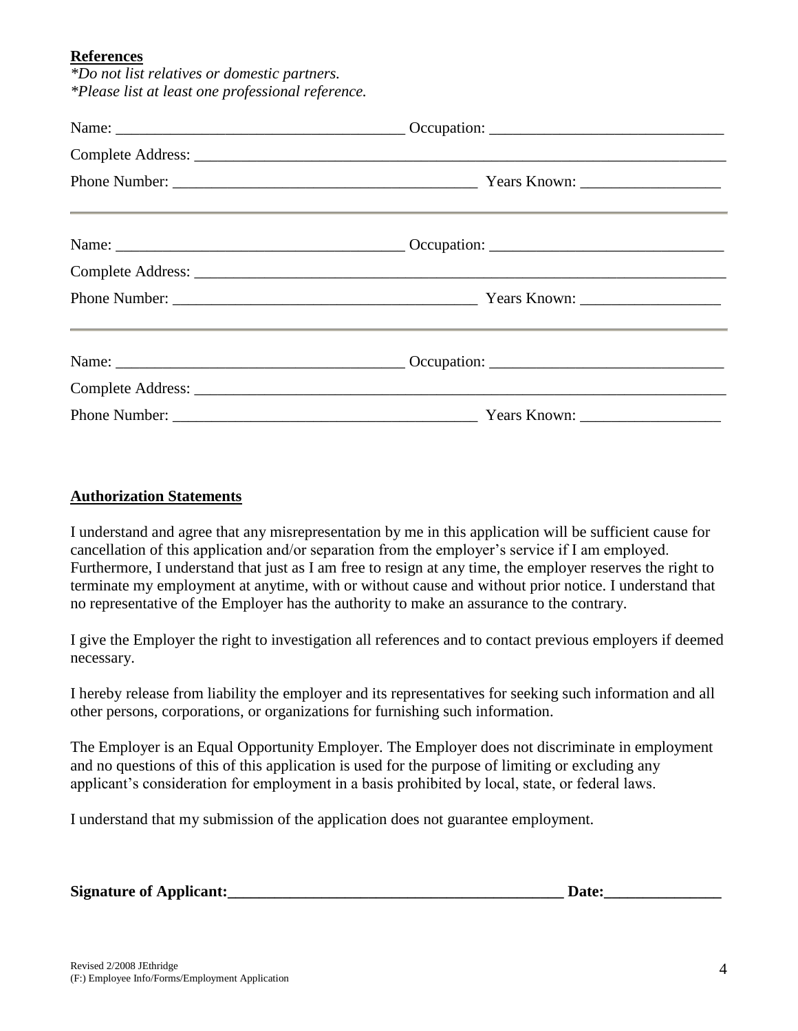**References**

*\*Do not list relatives or domestic partners.*
*\*Please list at least one professional reference.*

Name: ____________________________________ Occupation: ______________________________

Complete Address: ______________________________________________________________________

Phone Number: ______________________________________ Years Known: __________________

---

Name: ____________________________________ Occupation: ______________________________

Complete Address: ______________________________________________________________________

Phone Number: ______________________________________ Years Known: __________________

---

Name: ____________________________________ Occupation: ______________________________

Complete Address: ______________________________________________________________________

Phone Number: ______________________________________ Years Known: __________________

**Authorization Statements**

I understand and agree that any misrepresentation by me in this application will be sufficient cause for cancellation of this application and/or separation from the employer's service if I am employed. Furthermore, I understand that just as I am free to resign at any time, the employer reserves the right to terminate my employment at anytime, with or without cause and without prior notice. I understand that no representative of the Employer has the authority to make an assurance to the contrary.

I give the Employer the right to investigation all references and to contact previous employers if deemed necessary.

I hereby release from liability the employer and its representatives for seeking such information and all other persons, corporations, or organizations for furnishing such information.

The Employer is an Equal Opportunity Employer. The Employer does not discriminate in employment and no questions of this of this application is used for the purpose of limiting or excluding any applicant's consideration for employment in a basis prohibited by local, state, or federal laws.

I understand that my submission of the application does not guarantee employment.

**Signature of Applicant:___________________________________________ Date:_______________**

Revised 2/2008 JEthridge
(F:) Employee Info/Forms/Employment Application